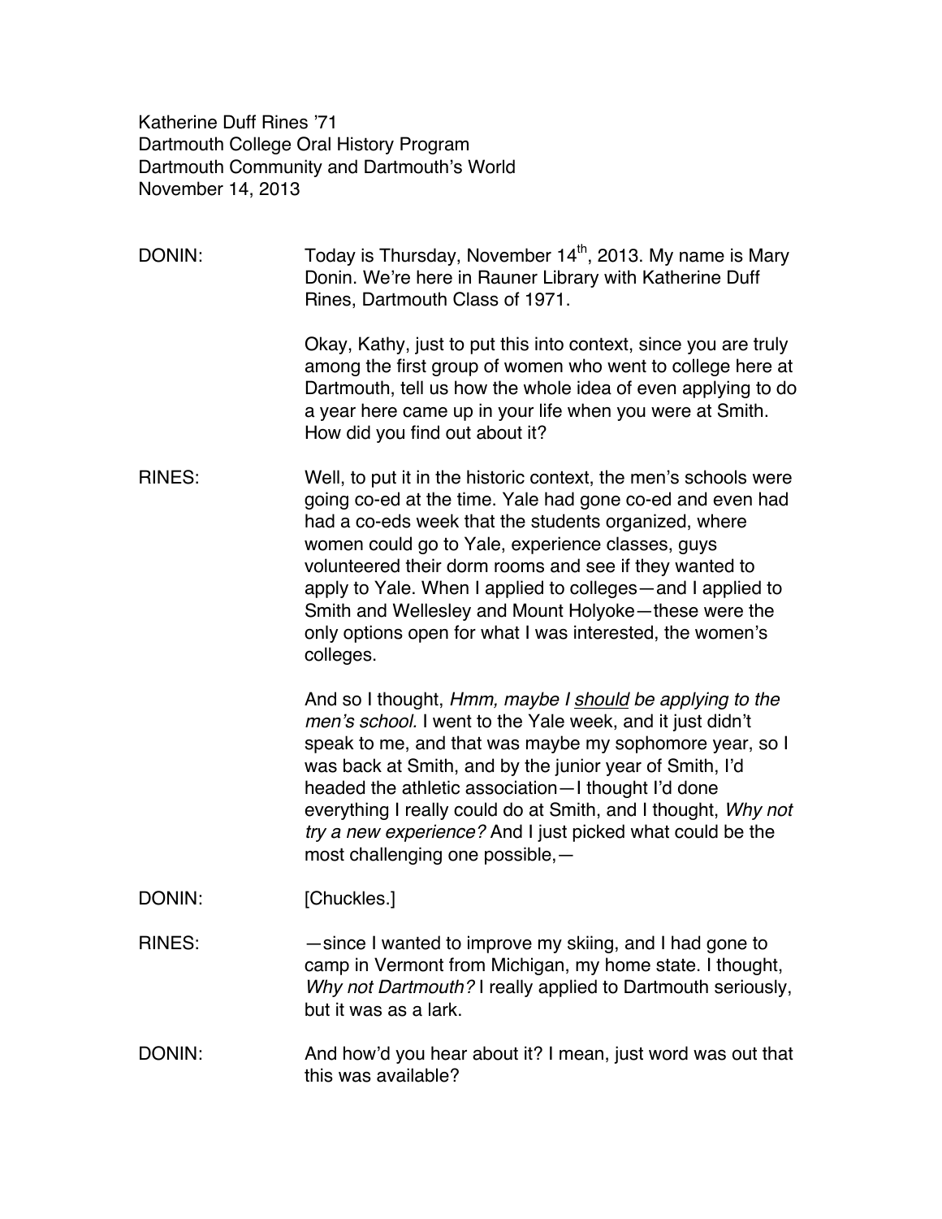Katherine Duff Rines '71
Dartmouth College Oral History Program
Dartmouth Community and Dartmouth's World
November 14, 2013

DONIN: Today is Thursday, November 14th, 2013. My name is Mary Donin. We're here in Rauner Library with Katherine Duff Rines, Dartmouth Class of 1971.

Okay, Kathy, just to put this into context, since you are truly among the first group of women who went to college here at Dartmouth, tell us how the whole idea of even applying to do a year here came up in your life when you were at Smith. How did you find out about it?

RINES: Well, to put it in the historic context, the men's schools were going co-ed at the time. Yale had gone co-ed and even had had a co-eds week that the students organized, where women could go to Yale, experience classes, guys volunteered their dorm rooms and see if they wanted to apply to Yale. When I applied to colleges—and I applied to Smith and Wellesley and Mount Holyoke—these were the only options open for what I was interested, the women's colleges.

And so I thought, *Hmm, maybe I should be applying to the men's school.* I went to the Yale week, and it just didn't speak to me, and that was maybe my sophomore year, so I was back at Smith, and by the junior year of Smith, I'd headed the athletic association—I thought I'd done everything I really could do at Smith, and I thought, *Why not try a new experience?* And I just picked what could be the most challenging one possible,—

DONIN: [Chuckles.]

RINES: —since I wanted to improve my skiing, and I had gone to camp in Vermont from Michigan, my home state. I thought, *Why not Dartmouth?* I really applied to Dartmouth seriously, but it was as a lark.

DONIN: And how'd you hear about it? I mean, just word was out that this was available?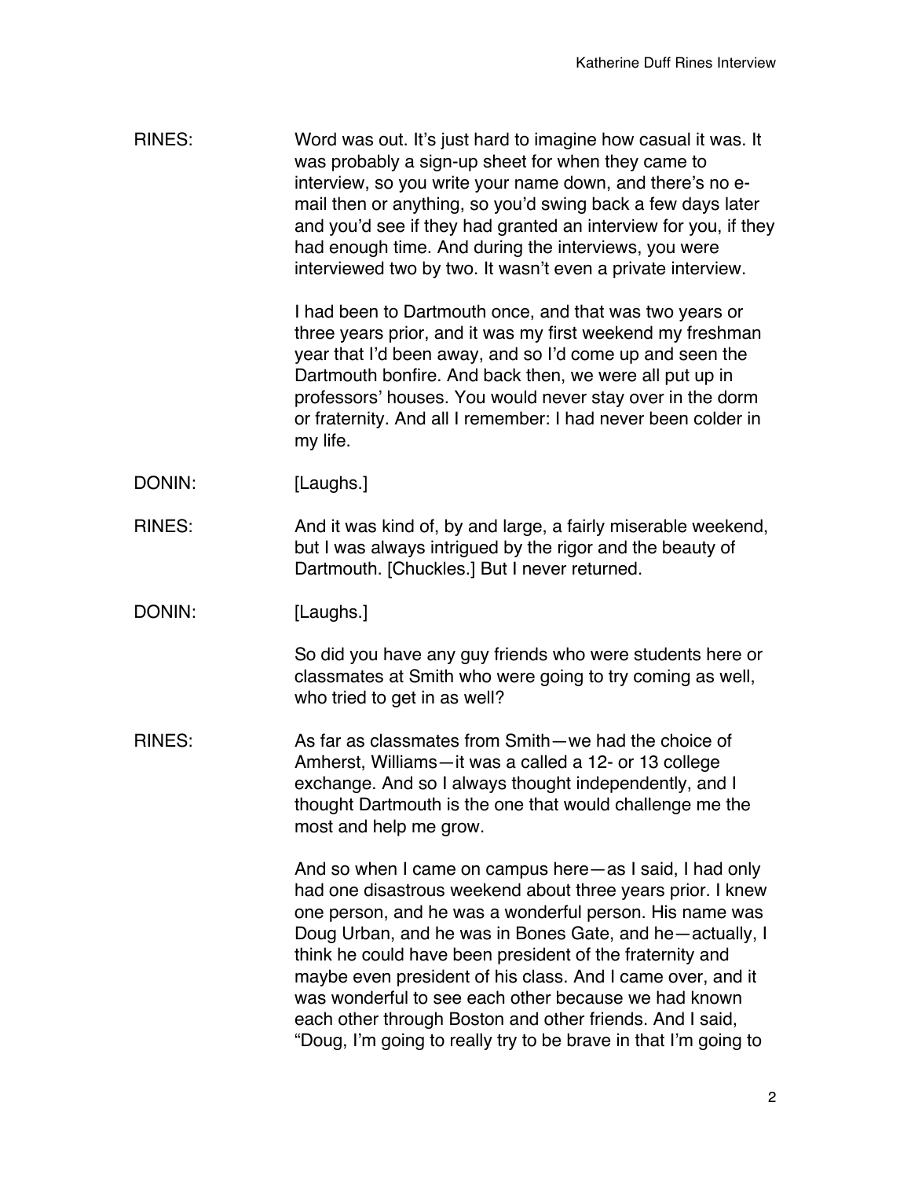RINES: Word was out. It's just hard to imagine how casual it was. It was probably a sign-up sheet for when they came to interview, so you write your name down, and there's no e-mail then or anything, so you'd swing back a few days later and you'd see if they had granted an interview for you, if they had enough time. And during the interviews, you were interviewed two by two. It wasn't even a private interview.

I had been to Dartmouth once, and that was two years or three years prior, and it was my first weekend my freshman year that I'd been away, and so I'd come up and seen the Dartmouth bonfire. And back then, we were all put up in professors' houses. You would never stay over in the dorm or fraternity. And all I remember: I had never been colder in my life.

DONIN: [Laughs.]

RINES: And it was kind of, by and large, a fairly miserable weekend, but I was always intrigued by the rigor and the beauty of Dartmouth. [Chuckles.] But I never returned.

DONIN: [Laughs.]

So did you have any guy friends who were students here or classmates at Smith who were going to try coming as well, who tried to get in as well?

RINES: As far as classmates from Smith—we had the choice of Amherst, Williams—it was a called a 12- or 13 college exchange. And so I always thought independently, and I thought Dartmouth is the one that would challenge me the most and help me grow.

And so when I came on campus here—as I said, I had only had one disastrous weekend about three years prior. I knew one person, and he was a wonderful person. His name was Doug Urban, and he was in Bones Gate, and he—actually, I think he could have been president of the fraternity and maybe even president of his class. And I came over, and it was wonderful to see each other because we had known each other through Boston and other friends. And I said, "Doug, I'm going to really try to be brave in that I'm going to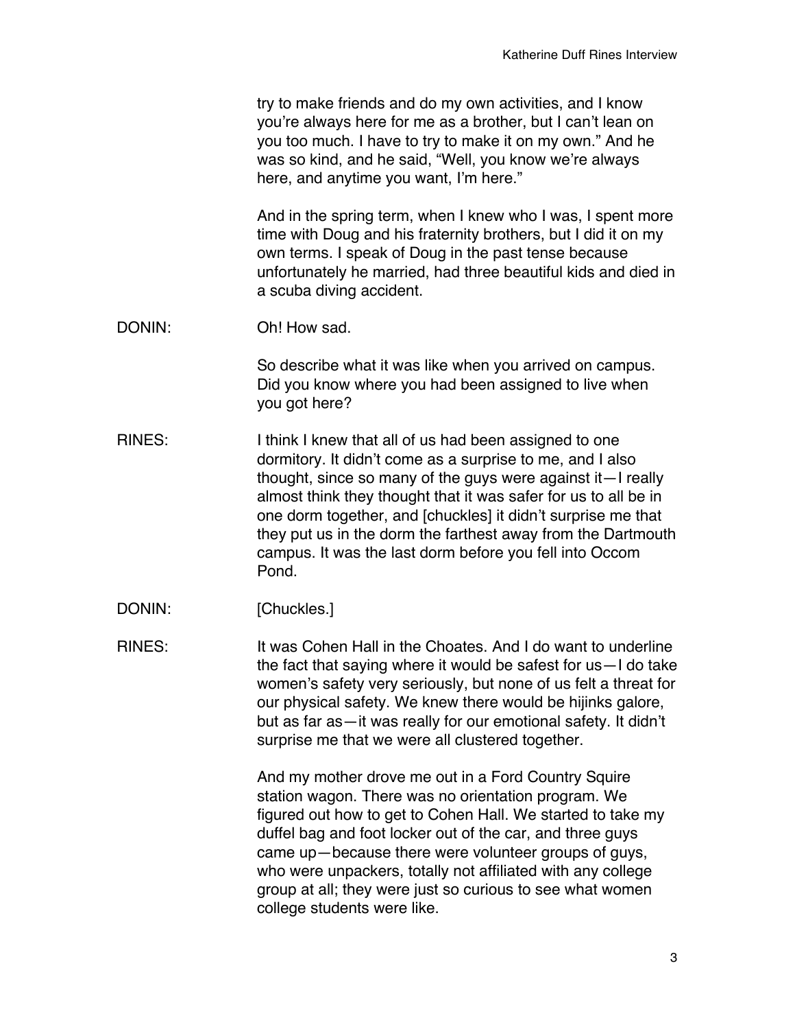try to make friends and do my own activities, and I know you're always here for me as a brother, but I can't lean on you too much. I have to try to make it on my own." And he was so kind, and he said, "Well, you know we're always here, and anytime you want, I'm here."

And in the spring term, when I knew who I was, I spent more time with Doug and his fraternity brothers, but I did it on my own terms. I speak of Doug in the past tense because unfortunately he married, had three beautiful kids and died in a scuba diving accident.

DONIN: Oh! How sad.

So describe what it was like when you arrived on campus. Did you know where you had been assigned to live when you got here?

RINES: I think I knew that all of us had been assigned to one dormitory. It didn't come as a surprise to me, and I also thought, since so many of the guys were against it—I really almost think they thought that it was safer for us to all be in one dorm together, and [chuckles] it didn't surprise me that they put us in the dorm the farthest away from the Dartmouth campus. It was the last dorm before you fell into Occom Pond.

DONIN: [Chuckles.]

RINES: It was Cohen Hall in the Choates. And I do want to underline the fact that saying where it would be safest for us—I do take women's safety very seriously, but none of us felt a threat for our physical safety. We knew there would be hijinks galore, but as far as—it was really for our emotional safety. It didn't surprise me that we were all clustered together.

And my mother drove me out in a Ford Country Squire station wagon. There was no orientation program. We figured out how to get to Cohen Hall. We started to take my duffel bag and foot locker out of the car, and three guys came up—because there were volunteer groups of guys, who were unpackers, totally not affiliated with any college group at all; they were just so curious to see what women college students were like.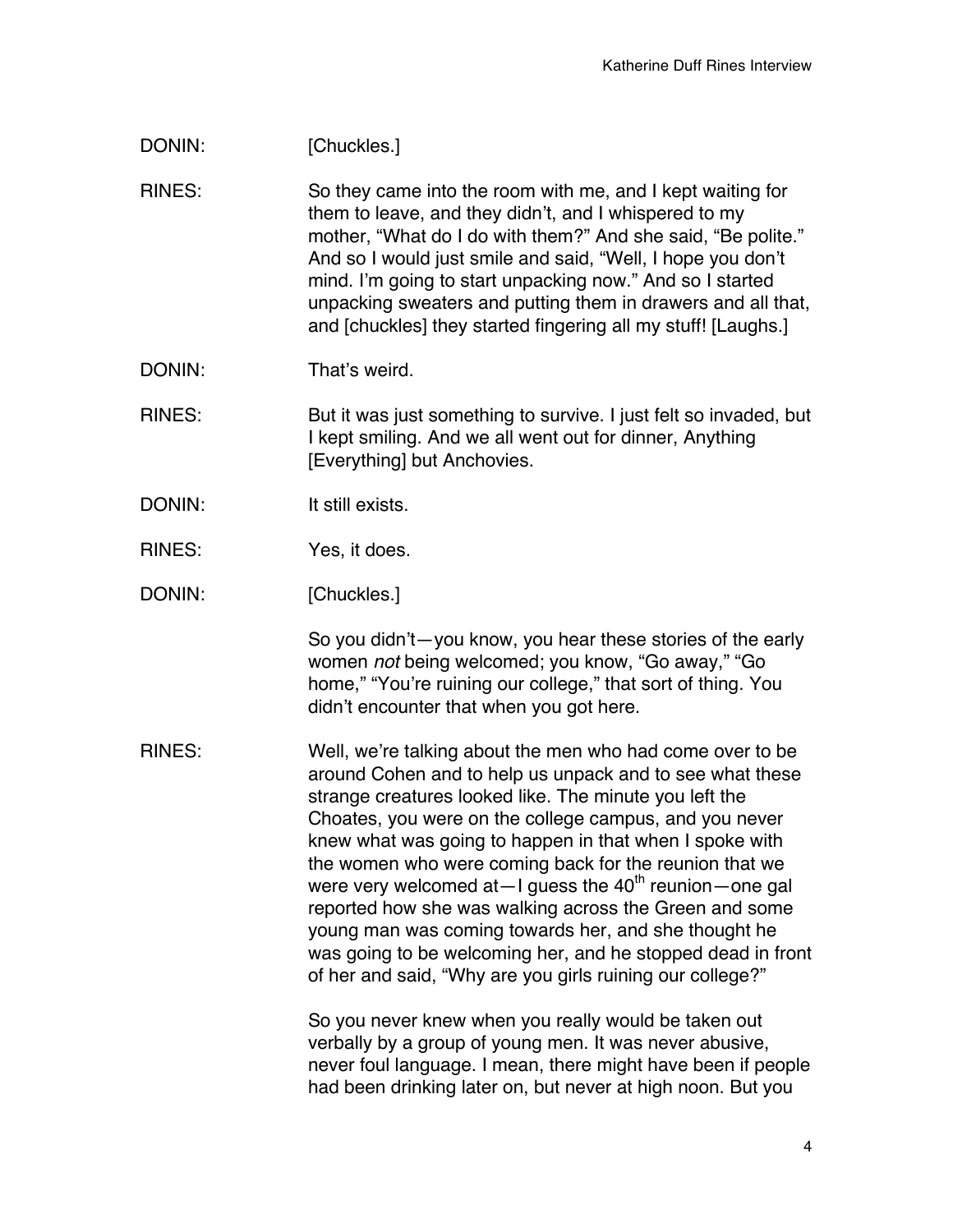DONIN: [Chuckles.]

RINES: So they came into the room with me, and I kept waiting for them to leave, and they didn't, and I whispered to my mother, "What do I do with them?" And she said, "Be polite." And so I would just smile and said, "Well, I hope you don't mind. I'm going to start unpacking now." And so I started unpacking sweaters and putting them in drawers and all that, and [chuckles] they started fingering all my stuff! [Laughs.]

DONIN: That's weird.

RINES: But it was just something to survive. I just felt so invaded, but I kept smiling. And we all went out for dinner, Anything [Everything] but Anchovies.

DONIN: It still exists.

RINES: Yes, it does.

DONIN: [Chuckles.]

So you didn't—you know, you hear these stories of the early women *not* being welcomed; you know, "Go away," "Go home," "You're ruining our college," that sort of thing. You didn't encounter that when you got here.

RINES: Well, we're talking about the men who had come over to be around Cohen and to help us unpack and to see what these strange creatures looked like. The minute you left the Choates, you were on the college campus, and you never knew what was going to happen in that when I spoke with the women who were coming back for the reunion that we were very welcomed at—I guess the 40th reunion—one gal reported how she was walking across the Green and some young man was coming towards her, and she thought he was going to be welcoming her, and he stopped dead in front of her and said, "Why are you girls ruining our college?"

So you never knew when you really would be taken out verbally by a group of young men. It was never abusive, never foul language. I mean, there might have been if people had been drinking later on, but never at high noon. But you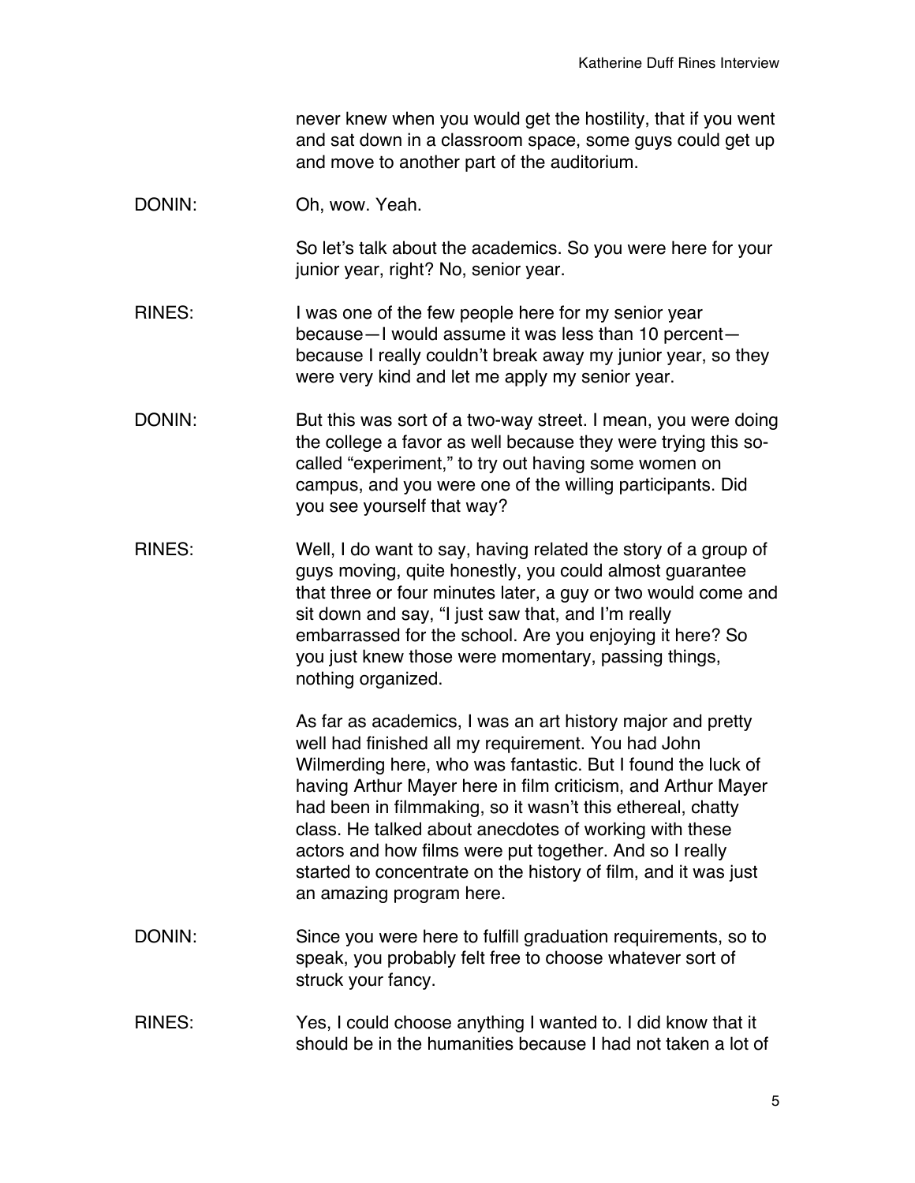never knew when you would get the hostility, that if you went and sat down in a classroom space, some guys could get up and move to another part of the auditorium.

DONIN: Oh, wow. Yeah.

So let's talk about the academics. So you were here for your junior year, right? No, senior year.

RINES: I was one of the few people here for my senior year because—I would assume it was less than 10 percent—because I really couldn't break away my junior year, so they were very kind and let me apply my senior year.

DONIN: But this was sort of a two-way street. I mean, you were doing the college a favor as well because they were trying this so-called "experiment," to try out having some women on campus, and you were one of the willing participants. Did you see yourself that way?

RINES: Well, I do want to say, having related the story of a group of guys moving, quite honestly, you could almost guarantee that three or four minutes later, a guy or two would come and sit down and say, "I just saw that, and I'm really embarrassed for the school. Are you enjoying it here? So you just knew those were momentary, passing things, nothing organized.

As far as academics, I was an art history major and pretty well had finished all my requirement. You had John Wilmerding here, who was fantastic. But I found the luck of having Arthur Mayer here in film criticism, and Arthur Mayer had been in filmmaking, so it wasn't this ethereal, chatty class. He talked about anecdotes of working with these actors and how films were put together. And so I really started to concentrate on the history of film, and it was just an amazing program here.

DONIN: Since you were here to fulfill graduation requirements, so to speak, you probably felt free to choose whatever sort of struck your fancy.

RINES: Yes, I could choose anything I wanted to. I did know that it should be in the humanities because I had not taken a lot of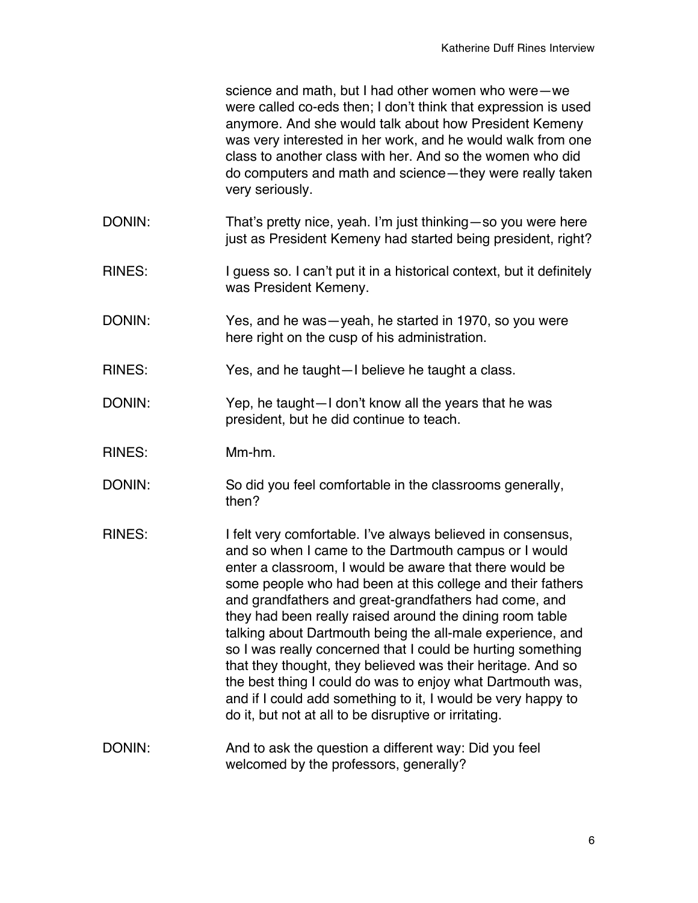science and math, but I had other women who were—we were called co-eds then; I don't think that expression is used anymore. And she would talk about how President Kemeny was very interested in her work, and he would walk from one class to another class with her. And so the women who did do computers and math and science—they were really taken very seriously.

DONIN: That's pretty nice, yeah. I'm just thinking—so you were here just as President Kemeny had started being president, right?

RINES: I guess so. I can't put it in a historical context, but it definitely was President Kemeny.

DONIN: Yes, and he was—yeah, he started in 1970, so you were here right on the cusp of his administration.

RINES: Yes, and he taught—I believe he taught a class.

DONIN: Yep, he taught—I don't know all the years that he was president, but he did continue to teach.

RINES: Mm-hm.

DONIN: So did you feel comfortable in the classrooms generally, then?

RINES: I felt very comfortable. I've always believed in consensus, and so when I came to the Dartmouth campus or I would enter a classroom, I would be aware that there would be some people who had been at this college and their fathers and grandfathers and great-grandfathers had come, and they had been really raised around the dining room table talking about Dartmouth being the all-male experience, and so I was really concerned that I could be hurting something that they thought, they believed was their heritage. And so the best thing I could do was to enjoy what Dartmouth was, and if I could add something to it, I would be very happy to do it, but not at all to be disruptive or irritating.

DONIN: And to ask the question a different way: Did you feel welcomed by the professors, generally?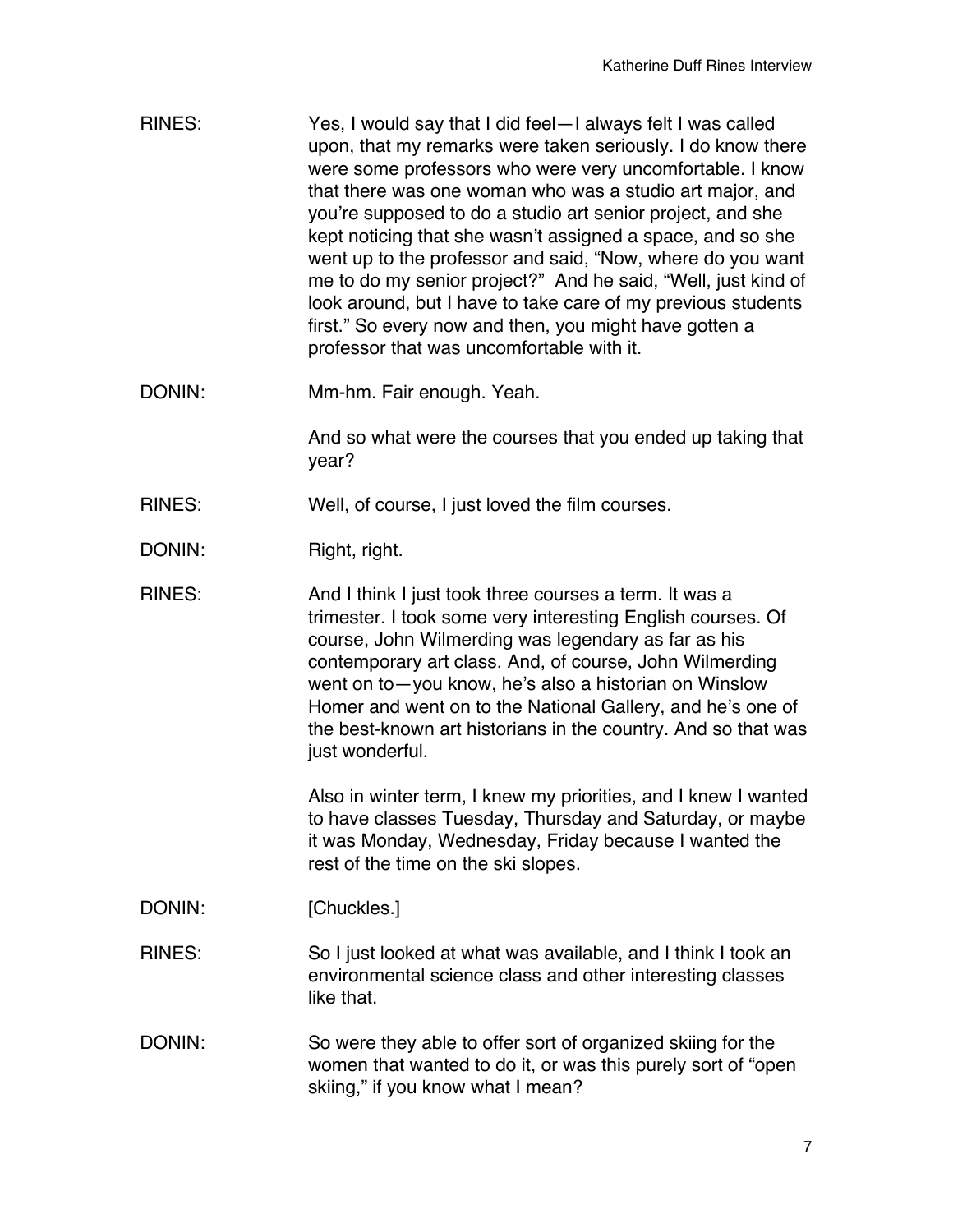RINES: Yes, I would say that I did feel—I always felt I was called upon, that my remarks were taken seriously. I do know there were some professors who were very uncomfortable. I know that there was one woman who was a studio art major, and you're supposed to do a studio art senior project, and she kept noticing that she wasn't assigned a space, and so she went up to the professor and said, "Now, where do you want me to do my senior project?" And he said, "Well, just kind of look around, but I have to take care of my previous students first." So every now and then, you might have gotten a professor that was uncomfortable with it.

DONIN: Mm-hm. Fair enough. Yeah.

And so what were the courses that you ended up taking that year?

RINES: Well, of course, I just loved the film courses.

DONIN: Right, right.

RINES: And I think I just took three courses a term. It was a trimester. I took some very interesting English courses. Of course, John Wilmerding was legendary as far as his contemporary art class. And, of course, John Wilmerding went on to—you know, he's also a historian on Winslow Homer and went on to the National Gallery, and he's one of the best-known art historians in the country. And so that was just wonderful.

Also in winter term, I knew my priorities, and I knew I wanted to have classes Tuesday, Thursday and Saturday, or maybe it was Monday, Wednesday, Friday because I wanted the rest of the time on the ski slopes.

DONIN: [Chuckles.]

RINES: So I just looked at what was available, and I think I took an environmental science class and other interesting classes like that.

DONIN: So were they able to offer sort of organized skiing for the women that wanted to do it, or was this purely sort of "open skiing," if you know what I mean?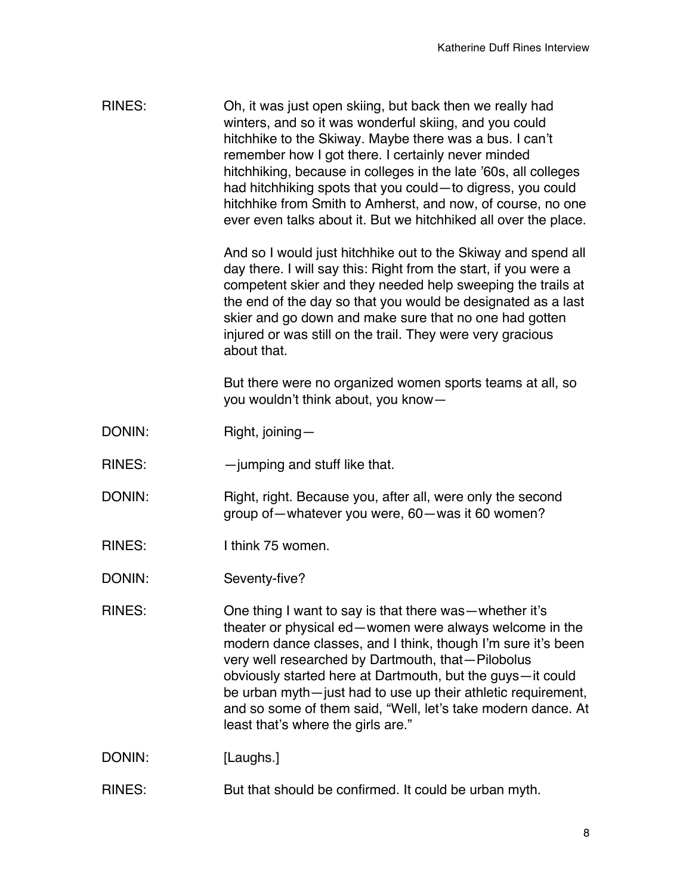RINES: Oh, it was just open skiing, but back then we really had winters, and so it was wonderful skiing, and you could hitchhike to the Skiway. Maybe there was a bus. I can't remember how I got there. I certainly never minded hitchhiking, because in colleges in the late '60s, all colleges had hitchhiking spots that you could—to digress, you could hitchhike from Smith to Amherst, and now, of course, no one ever even talks about it. But we hitchhiked all over the place.

And so I would just hitchhike out to the Skiway and spend all day there. I will say this: Right from the start, if you were a competent skier and they needed help sweeping the trails at the end of the day so that you would be designated as a last skier and go down and make sure that no one had gotten injured or was still on the trail. They were very gracious about that.

But there were no organized women sports teams at all, so you wouldn't think about, you know—

DONIN: Right, joining—

RINES: —jumping and stuff like that.

DONIN: Right, right. Because you, after all, were only the second group of—whatever you were, 60—was it 60 women?

RINES: I think 75 women.

DONIN: Seventy-five?

RINES: One thing I want to say is that there was—whether it's theater or physical ed—women were always welcome in the modern dance classes, and I think, though I'm sure it's been very well researched by Dartmouth, that—Pilobolus obviously started here at Dartmouth, but the guys—it could be urban myth—just had to use up their athletic requirement, and so some of them said, "Well, let's take modern dance. At least that's where the girls are."

DONIN: [Laughs.]

RINES: But that should be confirmed. It could be urban myth.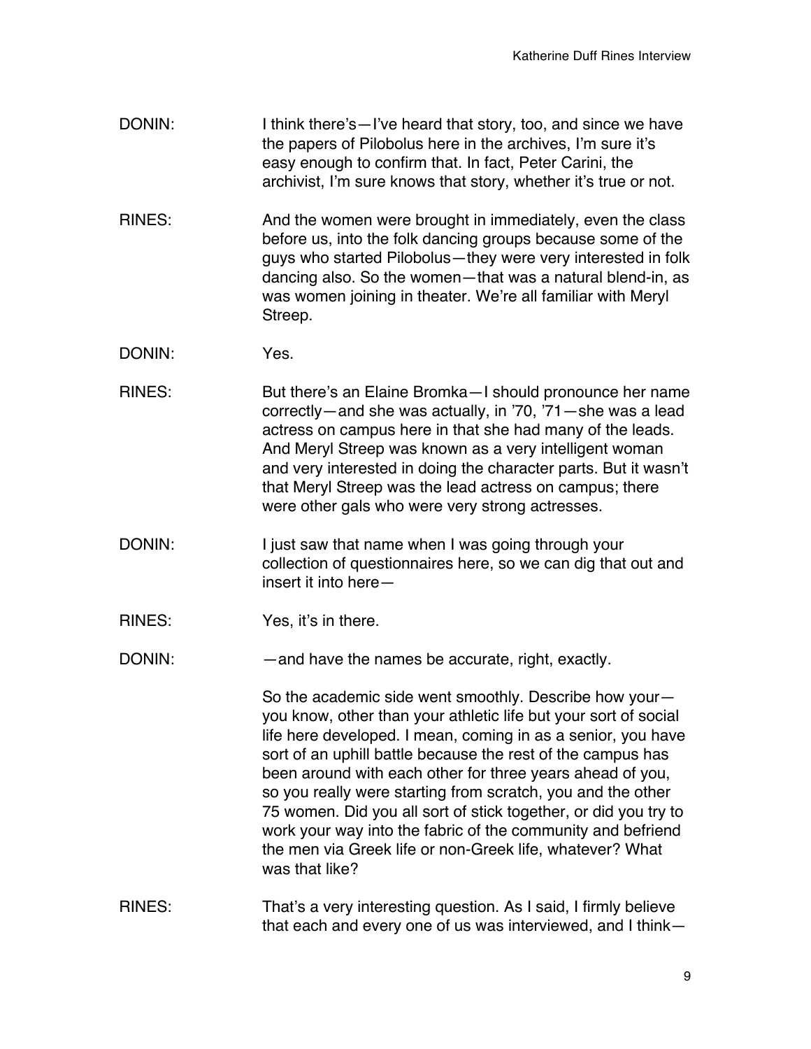DONIN: I think there's—I've heard that story, too, and since we have the papers of Pilobolus here in the archives, I'm sure it's easy enough to confirm that. In fact, Peter Carini, the archivist, I'm sure knows that story, whether it's true or not.

RINES: And the women were brought in immediately, even the class before us, into the folk dancing groups because some of the guys who started Pilobolus—they were very interested in folk dancing also. So the women—that was a natural blend-in, as was women joining in theater. We're all familiar with Meryl Streep.

DONIN: Yes.

RINES: But there's an Elaine Bromka—I should pronounce her name correctly—and she was actually, in '70, '71—she was a lead actress on campus here in that she had many of the leads. And Meryl Streep was known as a very intelligent woman and very interested in doing the character parts. But it wasn't that Meryl Streep was the lead actress on campus; there were other gals who were very strong actresses.

DONIN: I just saw that name when I was going through your collection of questionnaires here, so we can dig that out and insert it into here—

RINES: Yes, it's in there.

DONIN: —and have the names be accurate, right, exactly.

So the academic side went smoothly. Describe how your—you know, other than your athletic life but your sort of social life here developed. I mean, coming in as a senior, you have sort of an uphill battle because the rest of the campus has been around with each other for three years ahead of you, so you really were starting from scratch, you and the other 75 women. Did you all sort of stick together, or did you try to work your way into the fabric of the community and befriend the men via Greek life or non-Greek life, whatever? What was that like?

RINES: That's a very interesting question. As I said, I firmly believe that each and every one of us was interviewed, and I think—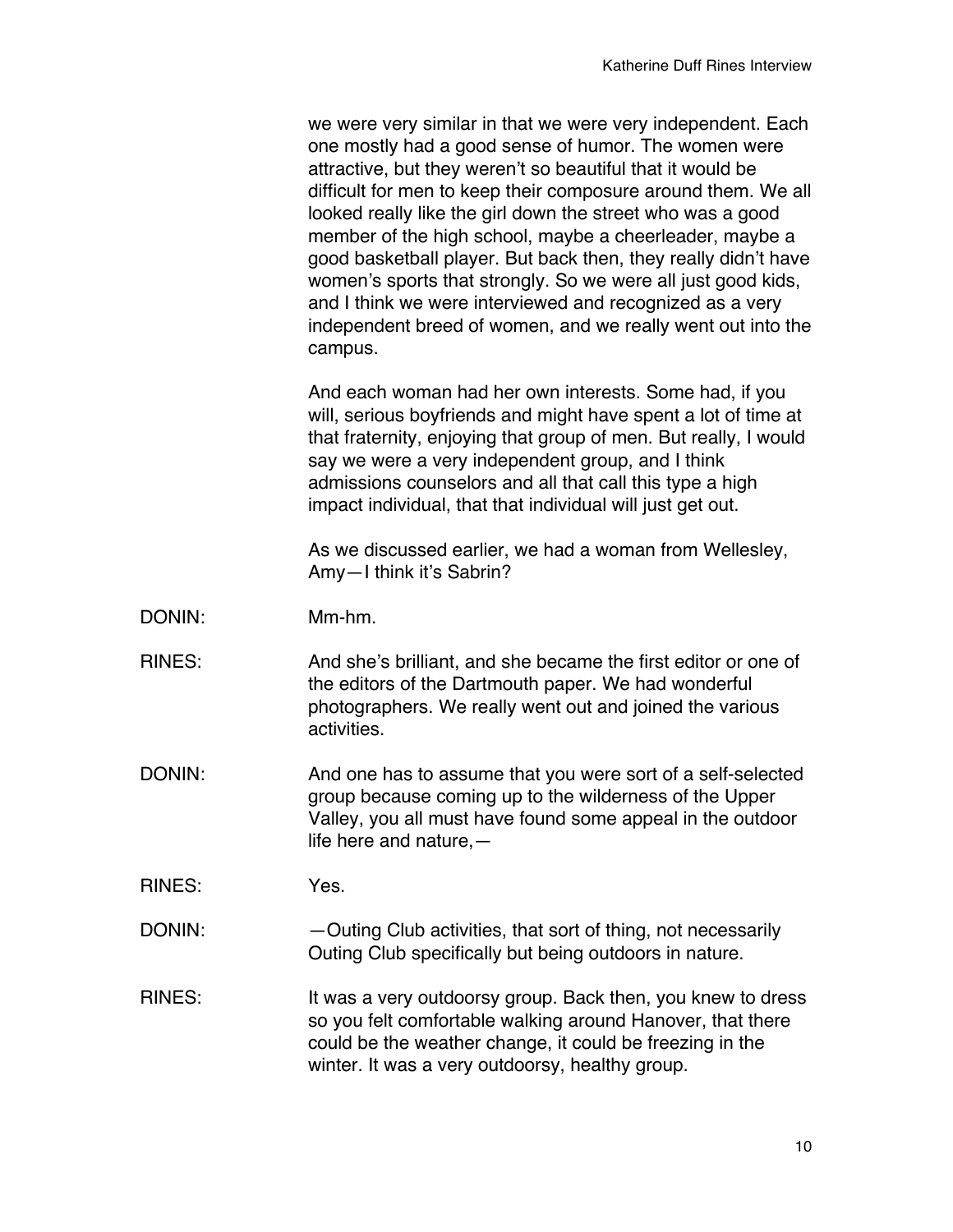we were very similar in that we were very independent. Each one mostly had a good sense of humor. The women were attractive, but they weren't so beautiful that it would be difficult for men to keep their composure around them. We all looked really like the girl down the street who was a good member of the high school, maybe a cheerleader, maybe a good basketball player. But back then, they really didn't have women's sports that strongly. So we were all just good kids, and I think we were interviewed and recognized as a very independent breed of women, and we really went out into the campus.

And each woman had her own interests. Some had, if you will, serious boyfriends and might have spent a lot of time at that fraternity, enjoying that group of men. But really, I would say we were a very independent group, and I think admissions counselors and all that call this type a high impact individual, that that individual will just get out.

As we discussed earlier, we had a woman from Wellesley, Amy—I think it's Sabrin?

DONIN: Mm-hm.

RINES: And she's brilliant, and she became the first editor or one of the editors of the Dartmouth paper. We had wonderful photographers. We really went out and joined the various activities.

DONIN: And one has to assume that you were sort of a self-selected group because coming up to the wilderness of the Upper Valley, you all must have found some appeal in the outdoor life here and nature,—

RINES: Yes.

DONIN: —Outing Club activities, that sort of thing, not necessarily Outing Club specifically but being outdoors in nature.

RINES: It was a very outdoorsy group. Back then, you knew to dress so you felt comfortable walking around Hanover, that there could be the weather change, it could be freezing in the winter. It was a very outdoorsy, healthy group.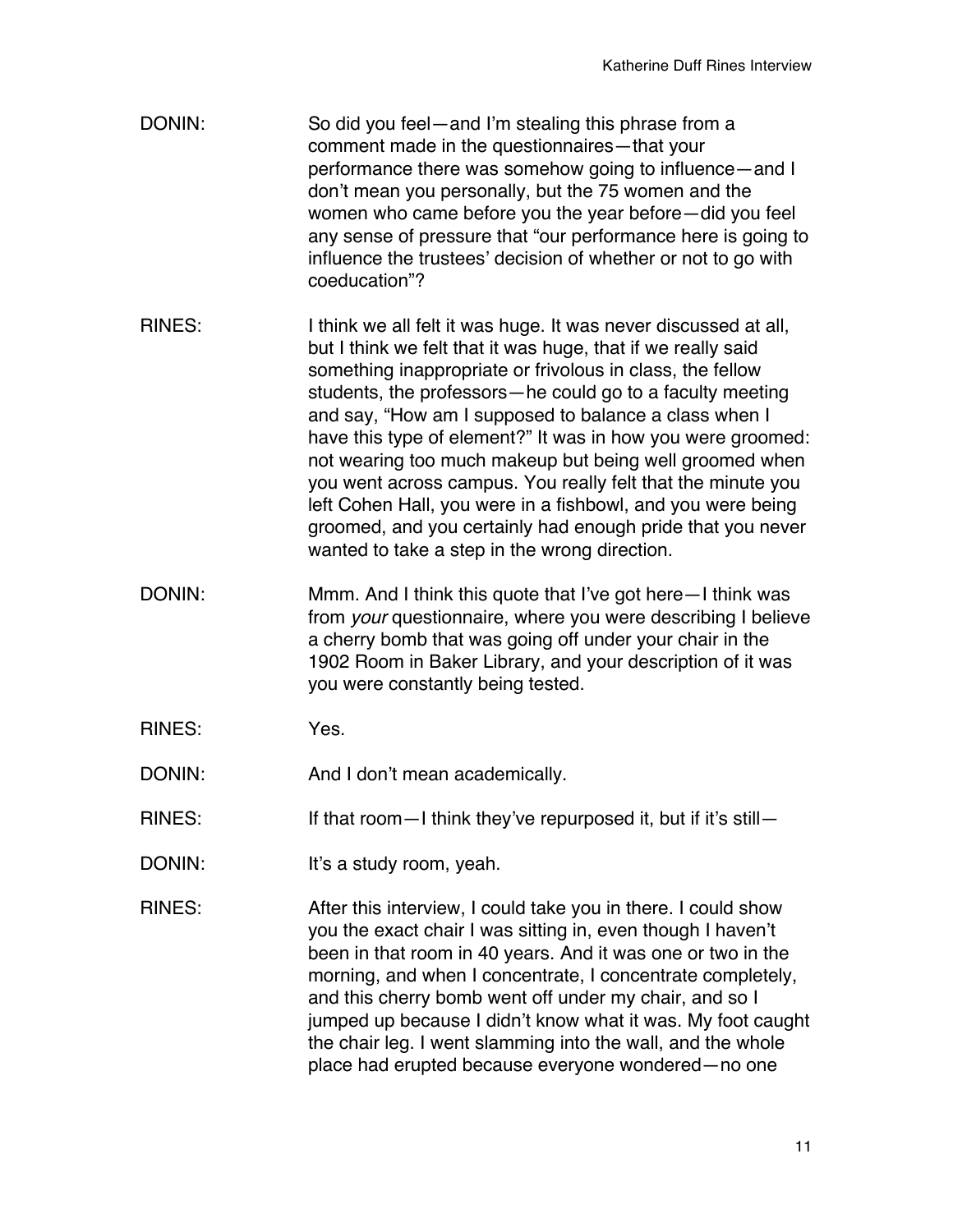DONIN: So did you feel—and I'm stealing this phrase from a comment made in the questionnaires—that your performance there was somehow going to influence—and I don't mean you personally, but the 75 women and the women who came before you the year before—did you feel any sense of pressure that "our performance here is going to influence the trustees' decision of whether or not to go with coeducation"?

RINES: I think we all felt it was huge. It was never discussed at all, but I think we felt that it was huge, that if we really said something inappropriate or frivolous in class, the fellow students, the professors—he could go to a faculty meeting and say, "How am I supposed to balance a class when I have this type of element?" It was in how you were groomed: not wearing too much makeup but being well groomed when you went across campus. You really felt that the minute you left Cohen Hall, you were in a fishbowl, and you were being groomed, and you certainly had enough pride that you never wanted to take a step in the wrong direction.

DONIN: Mmm. And I think this quote that I've got here—I think was from *your* questionnaire, where you were describing I believe a cherry bomb that was going off under your chair in the 1902 Room in Baker Library, and your description of it was you were constantly being tested.

RINES: Yes.

DONIN: And I don't mean academically.

RINES: If that room—I think they've repurposed it, but if it's still—

DONIN: It's a study room, yeah.

RINES: After this interview, I could take you in there. I could show you the exact chair I was sitting in, even though I haven't been in that room in 40 years. And it was one or two in the morning, and when I concentrate, I concentrate completely, and this cherry bomb went off under my chair, and so I jumped up because I didn't know what it was. My foot caught the chair leg. I went slamming into the wall, and the whole place had erupted because everyone wondered—no one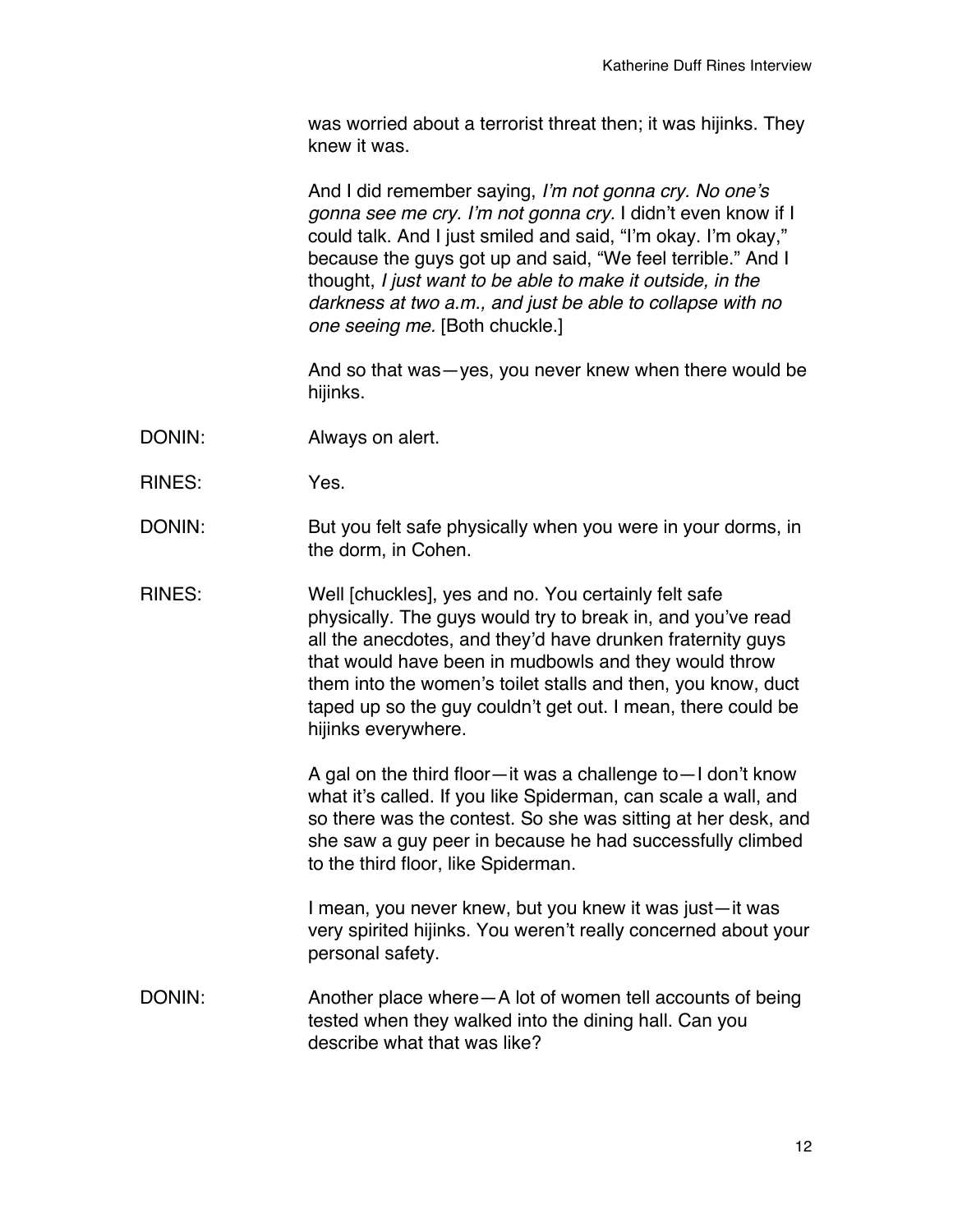was worried about a terrorist threat then; it was hijinks. They knew it was.

And I did remember saying, *I'm not gonna cry. No one's gonna see me cry. I'm not gonna cry.* I didn't even know if I could talk. And I just smiled and said, "I'm okay. I'm okay," because the guys got up and said, "We feel terrible." And I thought, *I just want to be able to make it outside, in the darkness at two a.m., and just be able to collapse with no one seeing me.* [Both chuckle.]

And so that was—yes, you never knew when there would be hijinks.

DONIN: Always on alert.

RINES: Yes.

DONIN: But you felt safe physically when you were in your dorms, in the dorm, in Cohen.

RINES: Well [chuckles], yes and no. You certainly felt safe physically. The guys would try to break in, and you've read all the anecdotes, and they'd have drunken fraternity guys that would have been in mudbowls and they would throw them into the women's toilet stalls and then, you know, duct taped up so the guy couldn't get out. I mean, there could be hijinks everywhere.

A gal on the third floor—it was a challenge to—I don't know what it's called. If you like Spiderman, can scale a wall, and so there was the contest. So she was sitting at her desk, and she saw a guy peer in because he had successfully climbed to the third floor, like Spiderman.

I mean, you never knew, but you knew it was just—it was very spirited hijinks. You weren't really concerned about your personal safety.

DONIN: Another place where—A lot of women tell accounts of being tested when they walked into the dining hall. Can you describe what that was like?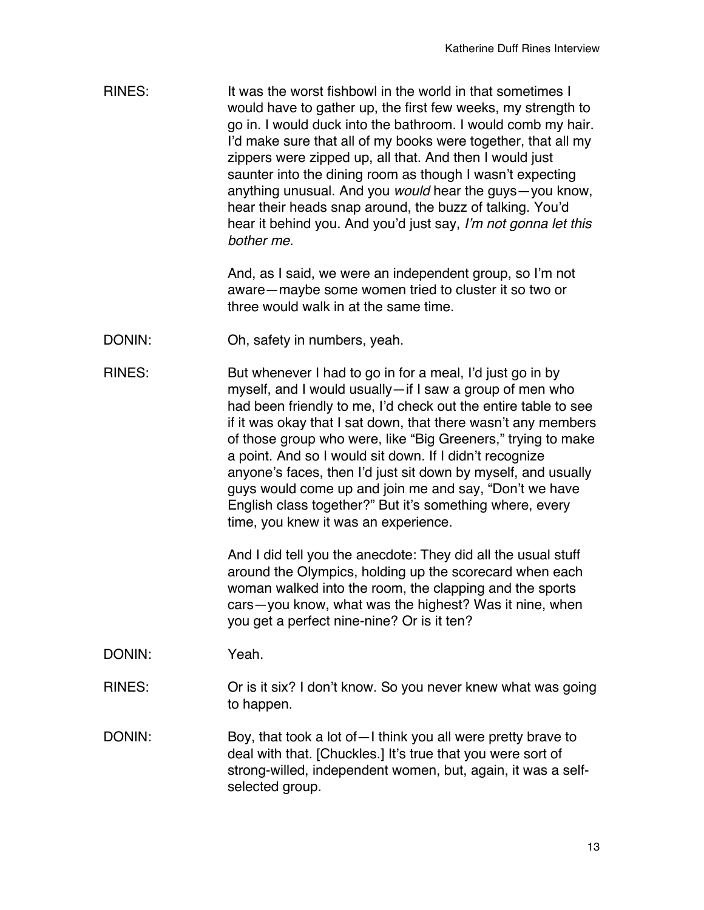RINES: It was the worst fishbowl in the world in that sometimes I would have to gather up, the first few weeks, my strength to go in. I would duck into the bathroom. I would comb my hair. I'd make sure that all of my books were together, that all my zippers were zipped up, all that. And then I would just saunter into the dining room as though I wasn't expecting anything unusual. And you *would* hear the guys—you know, hear their heads snap around, the buzz of talking. You'd hear it behind you. And you'd just say, *I'm not gonna let this bother me.*

And, as I said, we were an independent group, so I'm not aware—maybe some women tried to cluster it so two or three would walk in at the same time.

DONIN: Oh, safety in numbers, yeah.

RINES: But whenever I had to go in for a meal, I'd just go in by myself, and I would usually—if I saw a group of men who had been friendly to me, I'd check out the entire table to see if it was okay that I sat down, that there wasn't any members of those group who were, like "Big Greeners," trying to make a point. And so I would sit down. If I didn't recognize anyone's faces, then I'd just sit down by myself, and usually guys would come up and join me and say, "Don't we have English class together?" But it's something where, every time, you knew it was an experience.

And I did tell you the anecdote: They did all the usual stuff around the Olympics, holding up the scorecard when each woman walked into the room, the clapping and the sports cars—you know, what was the highest? Was it nine, when you get a perfect nine-nine? Or is it ten?

DONIN: Yeah.

RINES: Or is it six? I don't know. So you never knew what was going to happen.

DONIN: Boy, that took a lot of—I think you all were pretty brave to deal with that. [Chuckles.] It's true that you were sort of strong-willed, independent women, but, again, it was a self-selected group.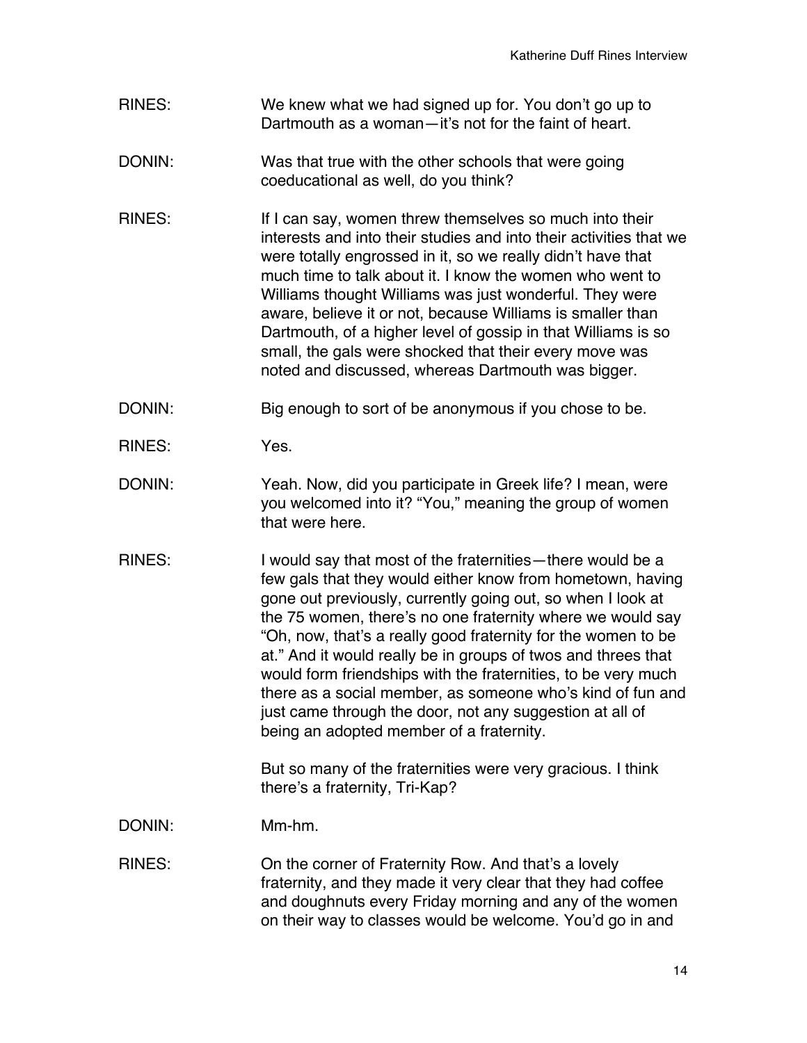RINES: We knew what we had signed up for. You don't go up to Dartmouth as a woman—it's not for the faint of heart.

DONIN: Was that true with the other schools that were going coeducational as well, do you think?

RINES: If I can say, women threw themselves so much into their interests and into their studies and into their activities that we were totally engrossed in it, so we really didn't have that much time to talk about it. I know the women who went to Williams thought Williams was just wonderful. They were aware, believe it or not, because Williams is smaller than Dartmouth, of a higher level of gossip in that Williams is so small, the gals were shocked that their every move was noted and discussed, whereas Dartmouth was bigger.

DONIN: Big enough to sort of be anonymous if you chose to be.

RINES: Yes.

DONIN: Yeah. Now, did you participate in Greek life? I mean, were you welcomed into it? "You," meaning the group of women that were here.

RINES: I would say that most of the fraternities—there would be a few gals that they would either know from hometown, having gone out previously, currently going out, so when I look at the 75 women, there's no one fraternity where we would say "Oh, now, that's a really good fraternity for the women to be at." And it would really be in groups of twos and threes that would form friendships with the fraternities, to be very much there as a social member, as someone who's kind of fun and just came through the door, not any suggestion at all of being an adopted member of a fraternity.

But so many of the fraternities were very gracious. I think there's a fraternity, Tri-Kap?

DONIN: Mm-hm.

RINES: On the corner of Fraternity Row. And that's a lovely fraternity, and they made it very clear that they had coffee and doughnuts every Friday morning and any of the women on their way to classes would be welcome. You'd go in and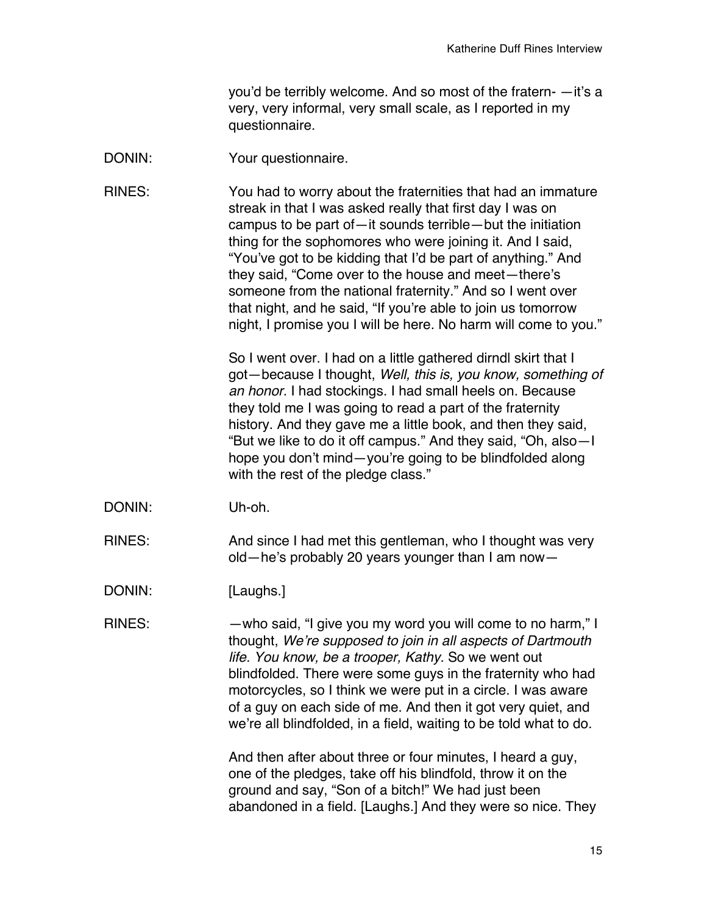you'd be terribly welcome. And so most of the fratern- —it's a very, very informal, very small scale, as I reported in my questionnaire.

DONIN: Your questionnaire.

RINES: You had to worry about the fraternities that had an immature streak in that I was asked really that first day I was on campus to be part of—it sounds terrible—but the initiation thing for the sophomores who were joining it. And I said, "You've got to be kidding that I'd be part of anything." And they said, "Come over to the house and meet—there's someone from the national fraternity." And so I went over that night, and he said, "If you're able to join us tomorrow night, I promise you I will be here. No harm will come to you."

So I went over. I had on a little gathered dirndl skirt that I got—because I thought, *Well, this is, you know, something of an honor.* I had stockings. I had small heels on. Because they told me I was going to read a part of the fraternity history. And they gave me a little book, and then they said, "But we like to do it off campus." And they said, "Oh, also—I hope you don't mind—you're going to be blindfolded along with the rest of the pledge class."

DONIN: Uh-oh.

RINES: And since I had met this gentleman, who I thought was very old—he's probably 20 years younger than I am now—

DONIN: [Laughs.]

RINES: —who said, "I give you my word you will come to no harm," I thought, *We're supposed to join in all aspects of Dartmouth life. You know, be a trooper, Kathy.* So we went out blindfolded. There were some guys in the fraternity who had motorcycles, so I think we were put in a circle. I was aware of a guy on each side of me. And then it got very quiet, and we're all blindfolded, in a field, waiting to be told what to do.

And then after about three or four minutes, I heard a guy, one of the pledges, take off his blindfold, throw it on the ground and say, "Son of a bitch!" We had just been abandoned in a field. [Laughs.] And they were so nice. They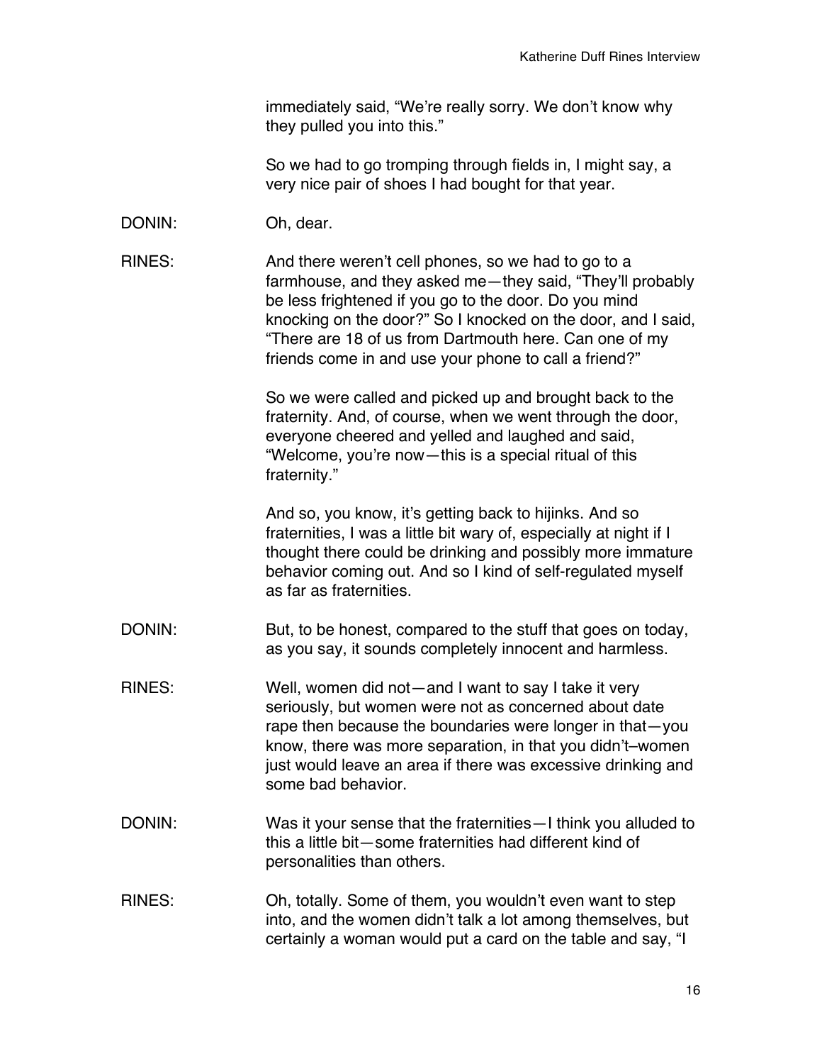immediately said, "We're really sorry. We don't know why they pulled you into this."

So we had to go tromping through fields in, I might say, a very nice pair of shoes I had bought for that year.

DONIN: Oh, dear.

RINES: And there weren't cell phones, so we had to go to a farmhouse, and they asked me—they said, "They'll probably be less frightened if you go to the door. Do you mind knocking on the door?" So I knocked on the door, and I said, "There are 18 of us from Dartmouth here. Can one of my friends come in and use your phone to call a friend?"

So we were called and picked up and brought back to the fraternity. And, of course, when we went through the door, everyone cheered and yelled and laughed and said, "Welcome, you're now—this is a special ritual of this fraternity."

And so, you know, it's getting back to hijinks. And so fraternities, I was a little bit wary of, especially at night if I thought there could be drinking and possibly more immature behavior coming out. And so I kind of self-regulated myself as far as fraternities.

DONIN: But, to be honest, compared to the stuff that goes on today, as you say, it sounds completely innocent and harmless.

RINES: Well, women did not—and I want to say I take it very seriously, but women were not as concerned about date rape then because the boundaries were longer in that—you know, there was more separation, in that you didn't–women just would leave an area if there was excessive drinking and some bad behavior.

DONIN: Was it your sense that the fraternities—I think you alluded to this a little bit—some fraternities had different kind of personalities than others.

RINES: Oh, totally. Some of them, you wouldn't even want to step into, and the women didn't talk a lot among themselves, but certainly a woman would put a card on the table and say, "I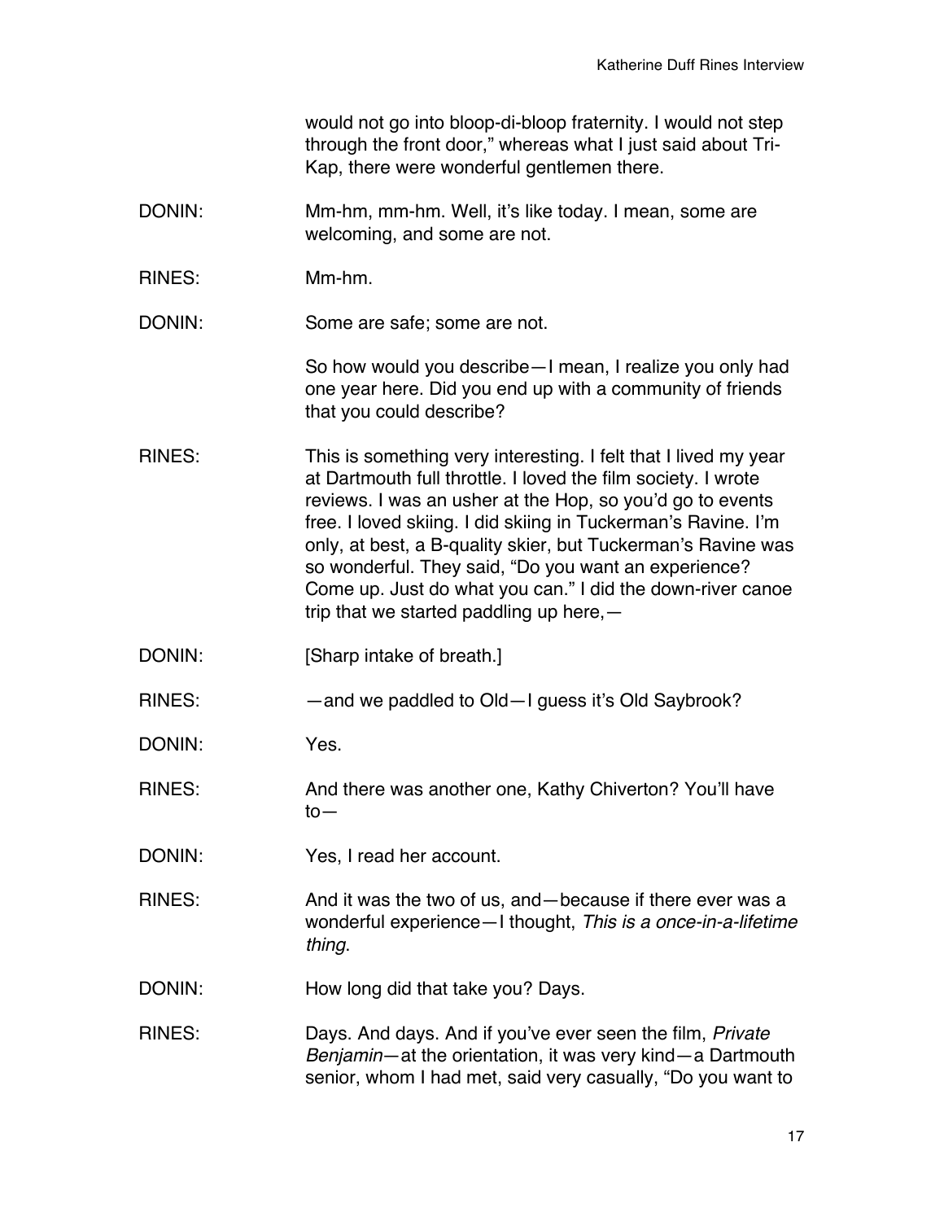would not go into bloop-di-bloop fraternity. I would not step through the front door," whereas what I just said about Tri-Kap, there were wonderful gentlemen there.

DONIN: Mm-hm, mm-hm. Well, it's like today. I mean, some are welcoming, and some are not.

RINES: Mm-hm.

DONIN: Some are safe; some are not.

So how would you describe—I mean, I realize you only had one year here. Did you end up with a community of friends that you could describe?

RINES: This is something very interesting. I felt that I lived my year at Dartmouth full throttle. I loved the film society. I wrote reviews. I was an usher at the Hop, so you'd go to events free. I loved skiing. I did skiing in Tuckerman's Ravine. I'm only, at best, a B-quality skier, but Tuckerman's Ravine was so wonderful. They said, "Do you want an experience? Come up. Just do what you can." I did the down-river canoe trip that we started paddling up here,—

DONIN: [Sharp intake of breath.]

RINES: —and we paddled to Old—I guess it's Old Saybrook?

DONIN: Yes.

RINES: And there was another one, Kathy Chiverton? You'll have to—

DONIN: Yes, I read her account.

RINES: And it was the two of us, and—because if there ever was a wonderful experience—I thought, *This is a once-in-a-lifetime thing*.

DONIN: How long did that take you? Days.

RINES: Days. And days. And if you've ever seen the film, *Private Benjamin*—at the orientation, it was very kind—a Dartmouth senior, whom I had met, said very casually, "Do you want to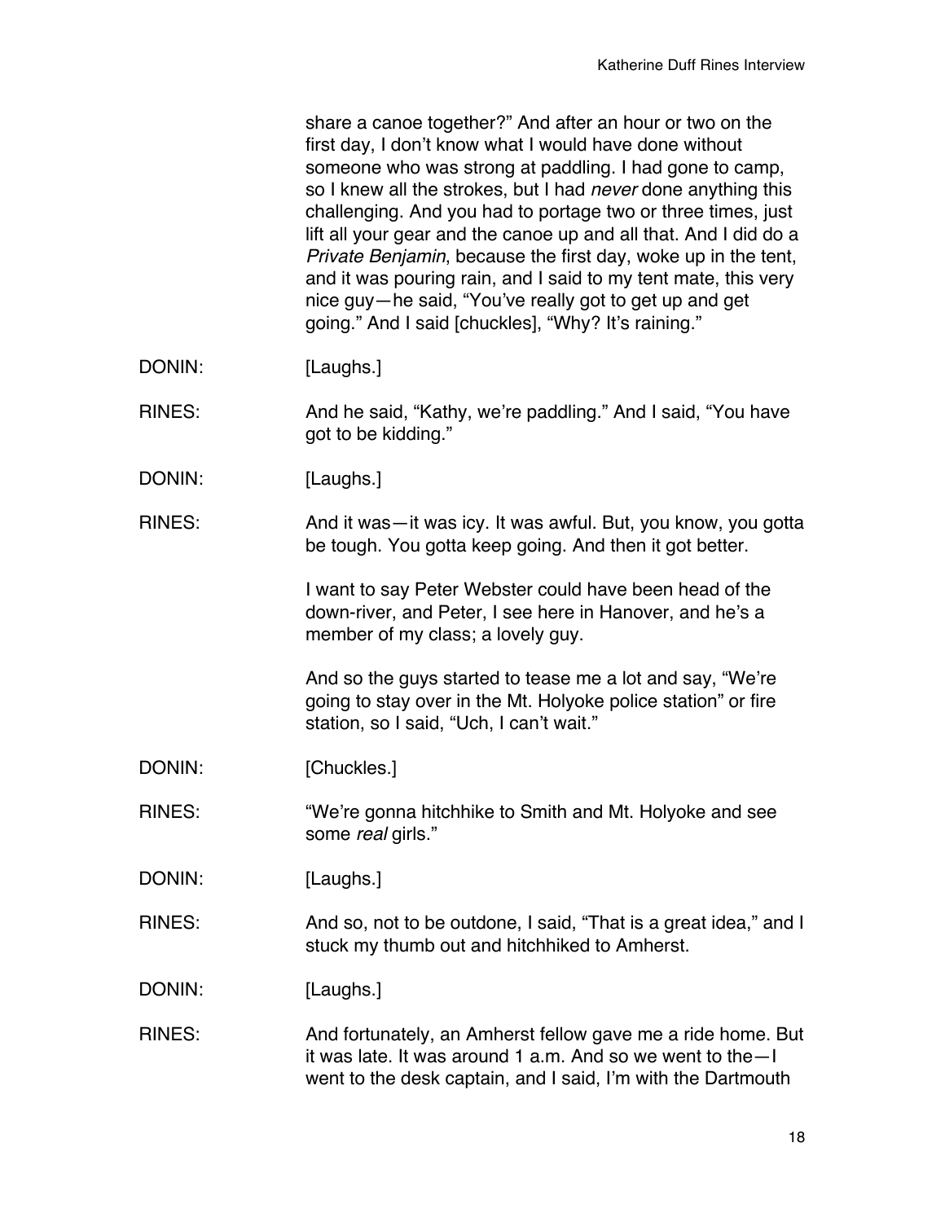share a canoe together?" And after an hour or two on the first day, I don't know what I would have done without someone who was strong at paddling. I had gone to camp, so I knew all the strokes, but I had *never* done anything this challenging. And you had to portage two or three times, just lift all your gear and the canoe up and all that. And I did do a *Private Benjamin*, because the first day, woke up in the tent, and it was pouring rain, and I said to my tent mate, this very nice guy—he said, "You've really got to get up and get going." And I said [chuckles], "Why? It's raining."

DONIN: [Laughs.]

RINES: And he said, "Kathy, we're paddling." And I said, "You have got to be kidding."

DONIN: [Laughs.]

RINES: And it was—it was icy. It was awful. But, you know, you gotta be tough. You gotta keep going. And then it got better.

I want to say Peter Webster could have been head of the down-river, and Peter, I see here in Hanover, and he's a member of my class; a lovely guy.

And so the guys started to tease me a lot and say, "We're going to stay over in the Mt. Holyoke police station" or fire station, so I said, "Uch, I can't wait."

DONIN: [Chuckles.]

RINES: "We're gonna hitchhike to Smith and Mt. Holyoke and see some *real* girls."

DONIN: [Laughs.]

RINES: And so, not to be outdone, I said, "That is a great idea," and I stuck my thumb out and hitchhiked to Amherst.

DONIN: [Laughs.]

RINES: And fortunately, an Amherst fellow gave me a ride home. But it was late. It was around 1 a.m. And so we went to the—I went to the desk captain, and I said, I'm with the Dartmouth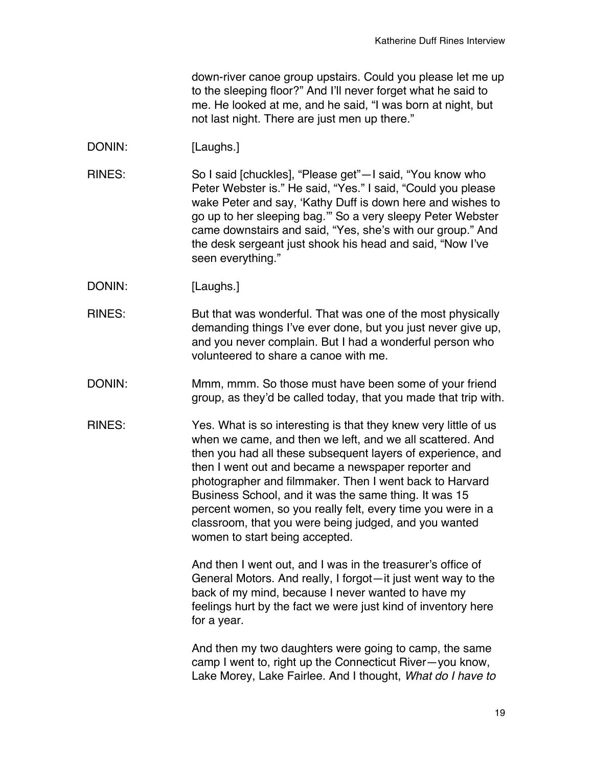down-river canoe group upstairs. Could you please let me up to the sleeping floor?" And I'll never forget what he said to me. He looked at me, and he said, "I was born at night, but not last night. There are just men up there."

DONIN: [Laughs.]

RINES: So I said [chuckles], "Please get"—I said, "You know who Peter Webster is." He said, "Yes." I said, "Could you please wake Peter and say, 'Kathy Duff is down here and wishes to go up to her sleeping bag.'" So a very sleepy Peter Webster came downstairs and said, "Yes, she's with our group." And the desk sergeant just shook his head and said, "Now I've seen everything."

DONIN: [Laughs.]

RINES: But that was wonderful. That was one of the most physically demanding things I've ever done, but you just never give up, and you never complain. But I had a wonderful person who volunteered to share a canoe with me.

DONIN: Mmm, mmm. So those must have been some of your friend group, as they'd be called today, that you made that trip with.

RINES: Yes. What is so interesting is that they knew very little of us when we came, and then we left, and we all scattered. And then you had all these subsequent layers of experience, and then I went out and became a newspaper reporter and photographer and filmmaker. Then I went back to Harvard Business School, and it was the same thing. It was 15 percent women, so you really felt, every time you were in a classroom, that you were being judged, and you wanted women to start being accepted.

And then I went out, and I was in the treasurer's office of General Motors. And really, I forgot—it just went way to the back of my mind, because I never wanted to have my feelings hurt by the fact we were just kind of inventory here for a year.

And then my two daughters were going to camp, the same camp I went to, right up the Connecticut River—you know, Lake Morey, Lake Fairlee. And I thought, *What do I have to*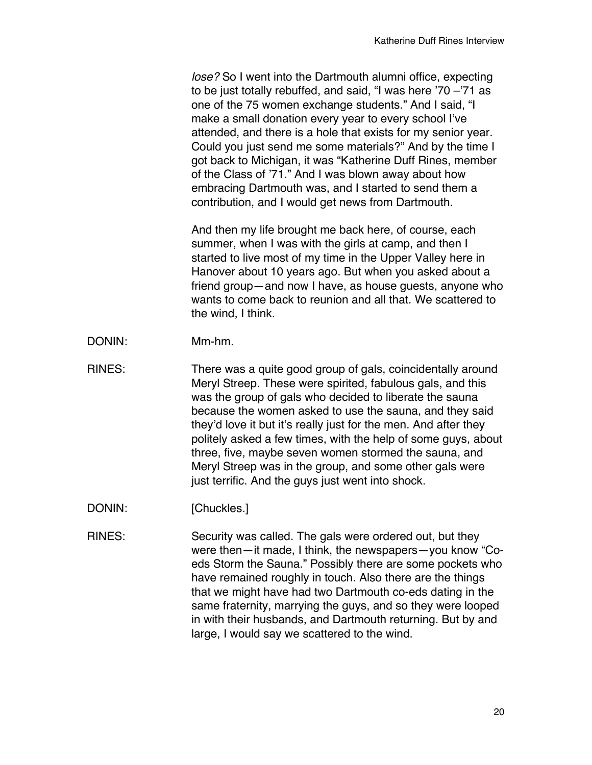*lose?* So I went into the Dartmouth alumni office, expecting to be just totally rebuffed, and said, "I was here '70 –'71 as one of the 75 women exchange students." And I said, "I make a small donation every year to every school I've attended, and there is a hole that exists for my senior year. Could you just send me some materials?" And by the time I got back to Michigan, it was "Katherine Duff Rines, member of the Class of '71." And I was blown away about how embracing Dartmouth was, and I started to send them a contribution, and I would get news from Dartmouth.

And then my life brought me back here, of course, each summer, when I was with the girls at camp, and then I started to live most of my time in the Upper Valley here in Hanover about 10 years ago. But when you asked about a friend group—and now I have, as house guests, anyone who wants to come back to reunion and all that. We scattered to the wind, I think.

DONIN: Mm-hm.

RINES: There was a quite good group of gals, coincidentally around Meryl Streep. These were spirited, fabulous gals, and this was the group of gals who decided to liberate the sauna because the women asked to use the sauna, and they said they'd love it but it's really just for the men. And after they politely asked a few times, with the help of some guys, about three, five, maybe seven women stormed the sauna, and Meryl Streep was in the group, and some other gals were just terrific. And the guys just went into shock.

DONIN: [Chuckles.]

RINES: Security was called. The gals were ordered out, but they were then—it made, I think, the newspapers—you know "Co-eds Storm the Sauna." Possibly there are some pockets who have remained roughly in touch. Also there are the things that we might have had two Dartmouth co-eds dating in the same fraternity, marrying the guys, and so they were looped in with their husbands, and Dartmouth returning. But by and large, I would say we scattered to the wind.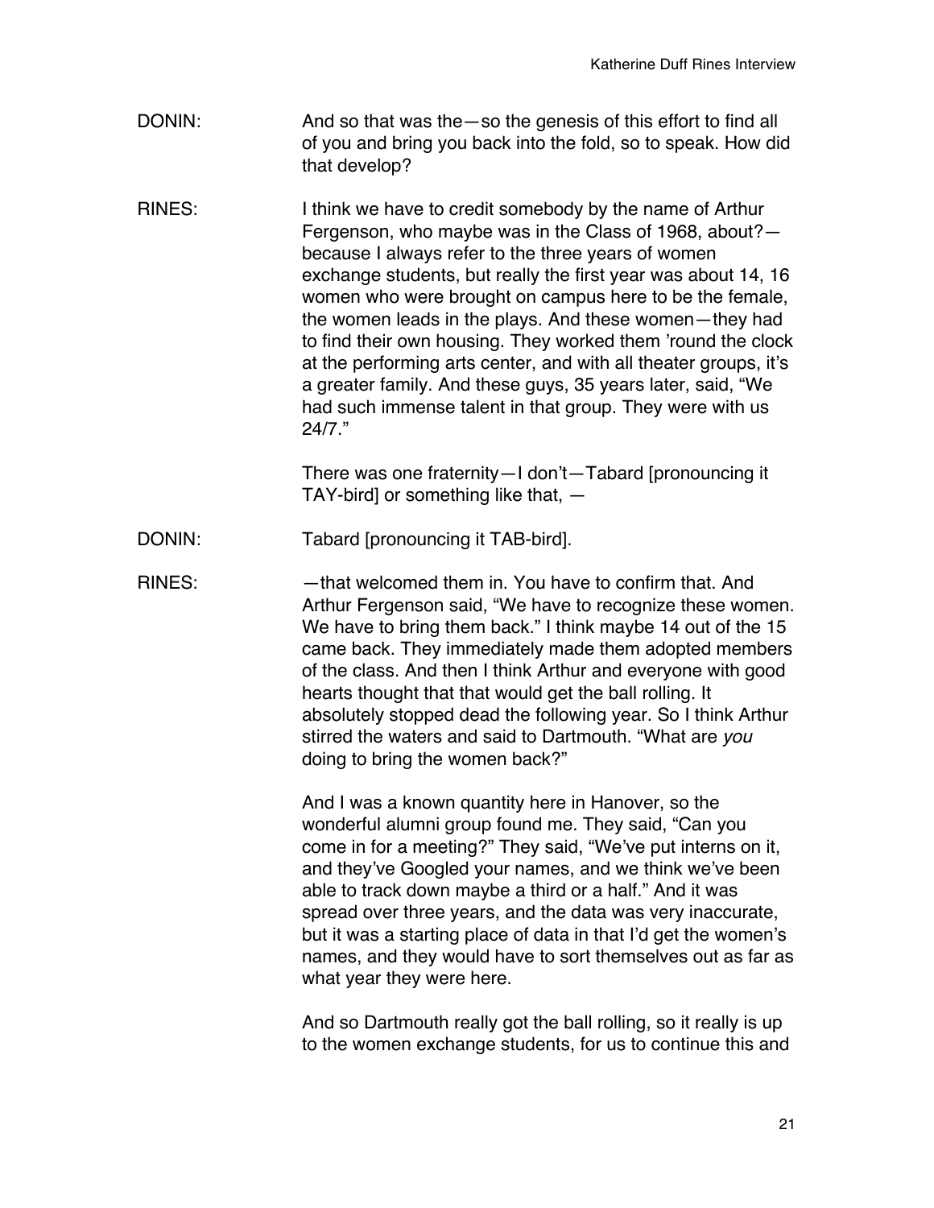DONIN: And so that was the—so the genesis of this effort to find all of you and bring you back into the fold, so to speak. How did that develop?

RINES: I think we have to credit somebody by the name of Arthur Fergenson, who maybe was in the Class of 1968, about?—because I always refer to the three years of women exchange students, but really the first year was about 14, 16 women who were brought on campus here to be the female, the women leads in the plays. And these women—they had to find their own housing. They worked them 'round the clock at the performing arts center, and with all theater groups, it's a greater family. And these guys, 35 years later, said, "We had such immense talent in that group. They were with us 24/7."

There was one fraternity—I don't—Tabard [pronouncing it TAY-bird] or something like that, —

DONIN: Tabard [pronouncing it TAB-bird].

RINES: —that welcomed them in. You have to confirm that. And Arthur Fergenson said, "We have to recognize these women. We have to bring them back." I think maybe 14 out of the 15 came back. They immediately made them adopted members of the class. And then I think Arthur and everyone with good hearts thought that that would get the ball rolling. It absolutely stopped dead the following year. So I think Arthur stirred the waters and said to Dartmouth. "What are *you* doing to bring the women back?"

And I was a known quantity here in Hanover, so the wonderful alumni group found me. They said, "Can you come in for a meeting?" They said, "We've put interns on it, and they've Googled your names, and we think we've been able to track down maybe a third or a half." And it was spread over three years, and the data was very inaccurate, but it was a starting place of data in that I'd get the women's names, and they would have to sort themselves out as far as what year they were here.

And so Dartmouth really got the ball rolling, so it really is up to the women exchange students, for us to continue this and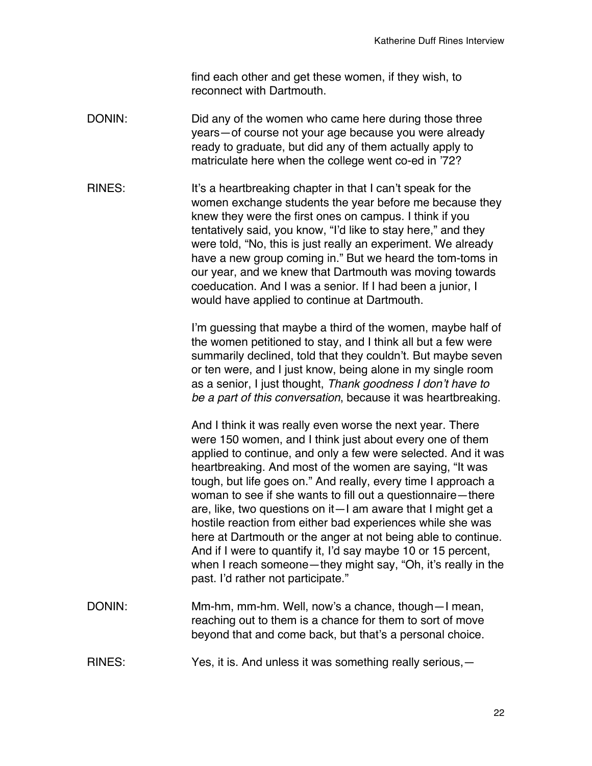find each other and get these women, if they wish, to reconnect with Dartmouth.

DONIN: Did any of the women who came here during those three years—of course not your age because you were already ready to graduate, but did any of them actually apply to matriculate here when the college went co-ed in '72?

RINES: It's a heartbreaking chapter in that I can't speak for the women exchange students the year before me because they knew they were the first ones on campus. I think if you tentatively said, you know, "I'd like to stay here," and they were told, "No, this is just really an experiment. We already have a new group coming in." But we heard the tom-toms in our year, and we knew that Dartmouth was moving towards coeducation. And I was a senior. If I had been a junior, I would have applied to continue at Dartmouth.

I'm guessing that maybe a third of the women, maybe half of the women petitioned to stay, and I think all but a few were summarily declined, told that they couldn't. But maybe seven or ten were, and I just know, being alone in my single room as a senior, I just thought, *Thank goodness I don't have to be a part of this conversation*, because it was heartbreaking.

And I think it was really even worse the next year. There were 150 women, and I think just about every one of them applied to continue, and only a few were selected. And it was heartbreaking. And most of the women are saying, "It was tough, but life goes on." And really, every time I approach a woman to see if she wants to fill out a questionnaire—there are, like, two questions on it—I am aware that I might get a hostile reaction from either bad experiences while she was here at Dartmouth or the anger at not being able to continue. And if I were to quantify it, I'd say maybe 10 or 15 percent, when I reach someone—they might say, "Oh, it's really in the past. I'd rather not participate."

DONIN: Mm-hm, mm-hm. Well, now's a chance, though—I mean, reaching out to them is a chance for them to sort of move beyond that and come back, but that's a personal choice.

RINES: Yes, it is. And unless it was something really serious,—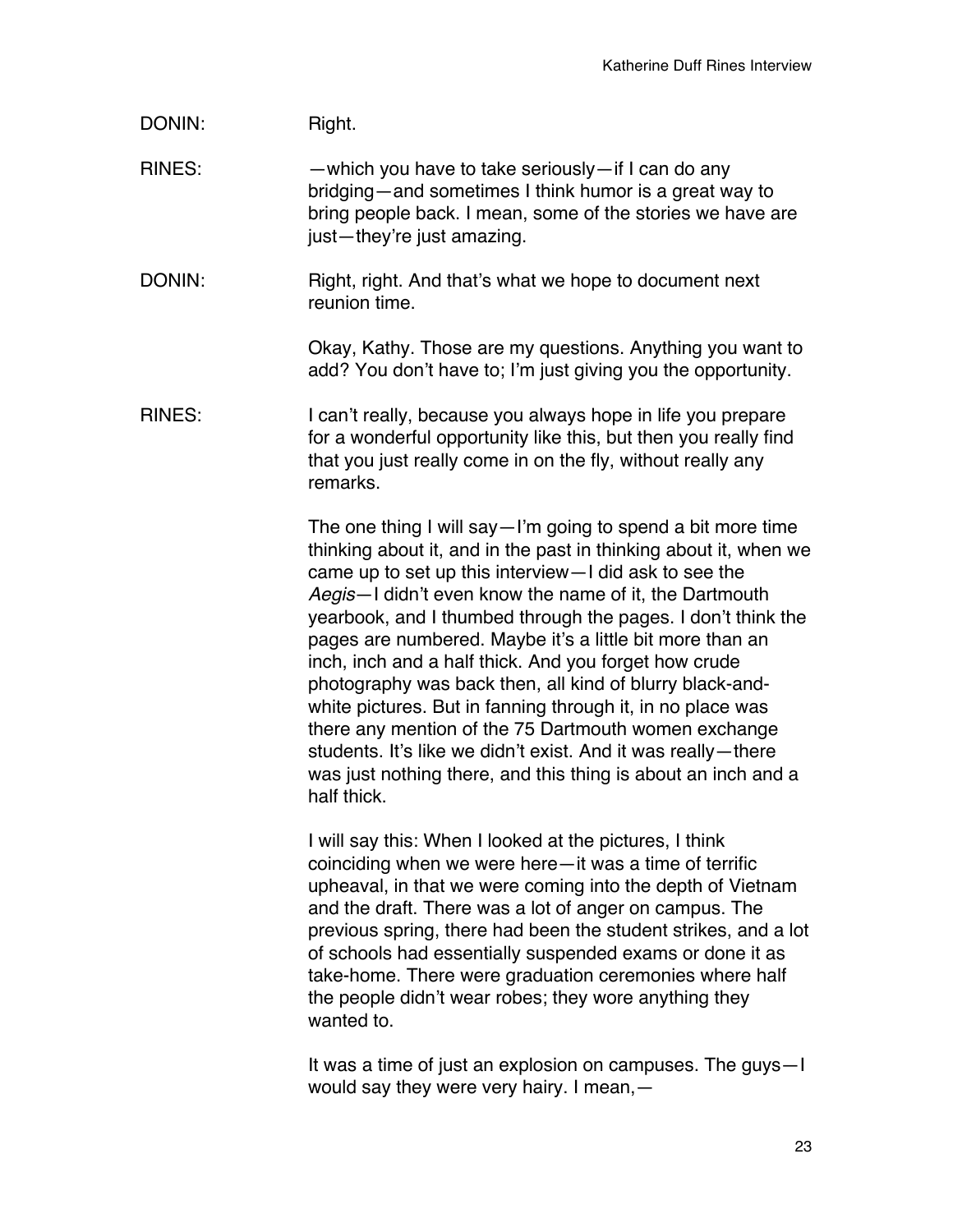DONIN: Right.

RINES: —which you have to take seriously—if I can do any bridging—and sometimes I think humor is a great way to bring people back. I mean, some of the stories we have are just—they're just amazing.

DONIN: Right, right. And that's what we hope to document next reunion time.

Okay, Kathy. Those are my questions. Anything you want to add? You don't have to; I'm just giving you the opportunity.

RINES: I can't really, because you always hope in life you prepare for a wonderful opportunity like this, but then you really find that you just really come in on the fly, without really any remarks.

The one thing I will say—I'm going to spend a bit more time thinking about it, and in the past in thinking about it, when we came up to set up this interview—I did ask to see the *Aegis*—I didn't even know the name of it, the Dartmouth yearbook, and I thumbed through the pages. I don't think the pages are numbered. Maybe it's a little bit more than an inch, inch and a half thick. And you forget how crude photography was back then, all kind of blurry black-and-white pictures. But in fanning through it, in no place was there any mention of the 75 Dartmouth women exchange students. It's like we didn't exist. And it was really—there was just nothing there, and this thing is about an inch and a half thick.

I will say this: When I looked at the pictures, I think coinciding when we were here—it was a time of terrific upheaval, in that we were coming into the depth of Vietnam and the draft. There was a lot of anger on campus. The previous spring, there had been the student strikes, and a lot of schools had essentially suspended exams or done it as take-home. There were graduation ceremonies where half the people didn't wear robes; they wore anything they wanted to.

It was a time of just an explosion on campuses. The guys—I would say they were very hairy. I mean,—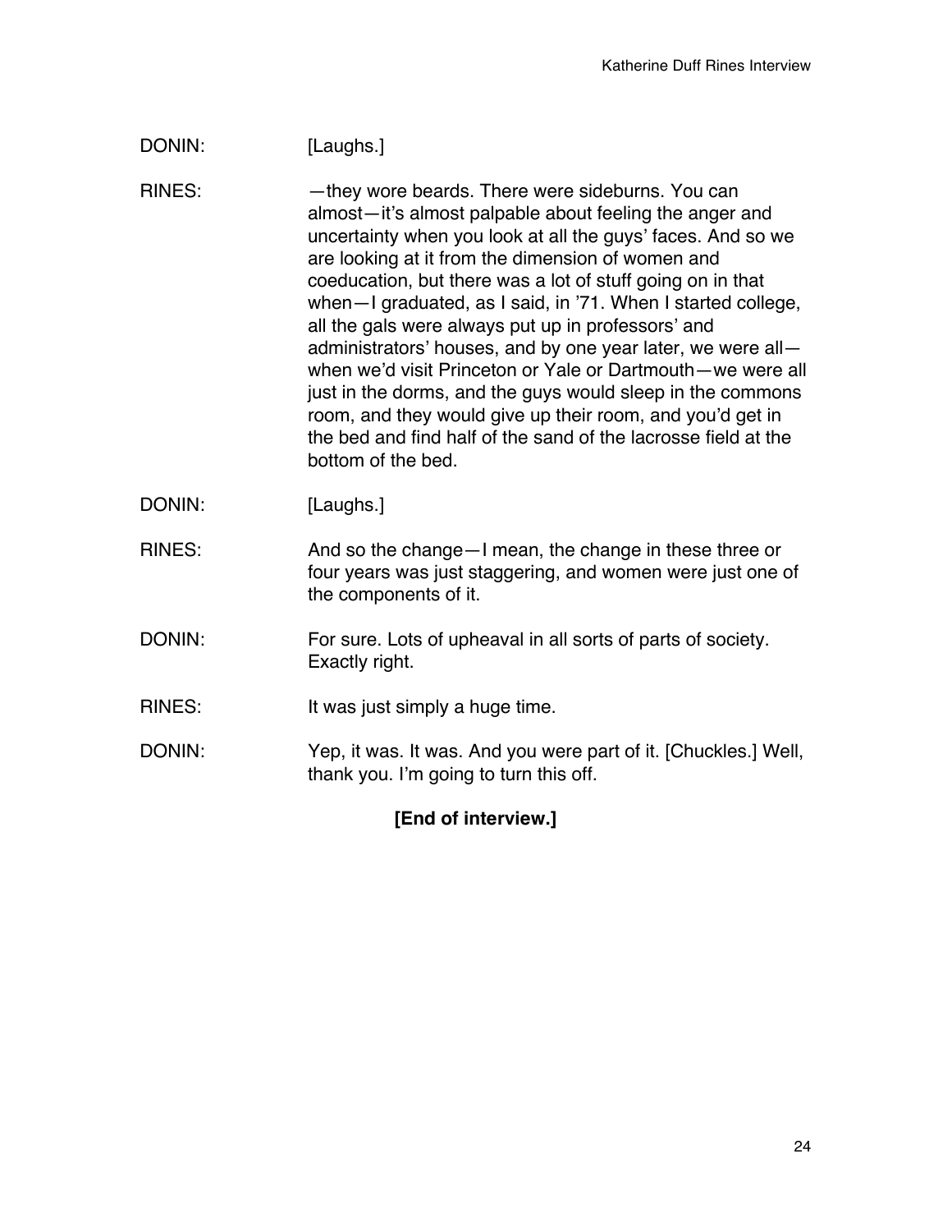DONIN: [Laughs.]

RINES: —they wore beards. There were sideburns. You can almost—it's almost palpable about feeling the anger and uncertainty when you look at all the guys' faces. And so we are looking at it from the dimension of women and coeducation, but there was a lot of stuff going on in that when—I graduated, as I said, in '71. When I started college, all the gals were always put up in professors' and administrators' houses, and by one year later, we were all—when we'd visit Princeton or Yale or Dartmouth—we were all just in the dorms, and the guys would sleep in the commons room, and they would give up their room, and you'd get in the bed and find half of the sand of the lacrosse field at the bottom of the bed.

DONIN: [Laughs.]

RINES: And so the change—I mean, the change in these three or four years was just staggering, and women were just one of the components of it.

DONIN: For sure. Lots of upheaval in all sorts of parts of society. Exactly right.

RINES: It was just simply a huge time.

DONIN: Yep, it was. It was. And you were part of it. [Chuckles.] Well, thank you. I'm going to turn this off.

**[End of interview.]**